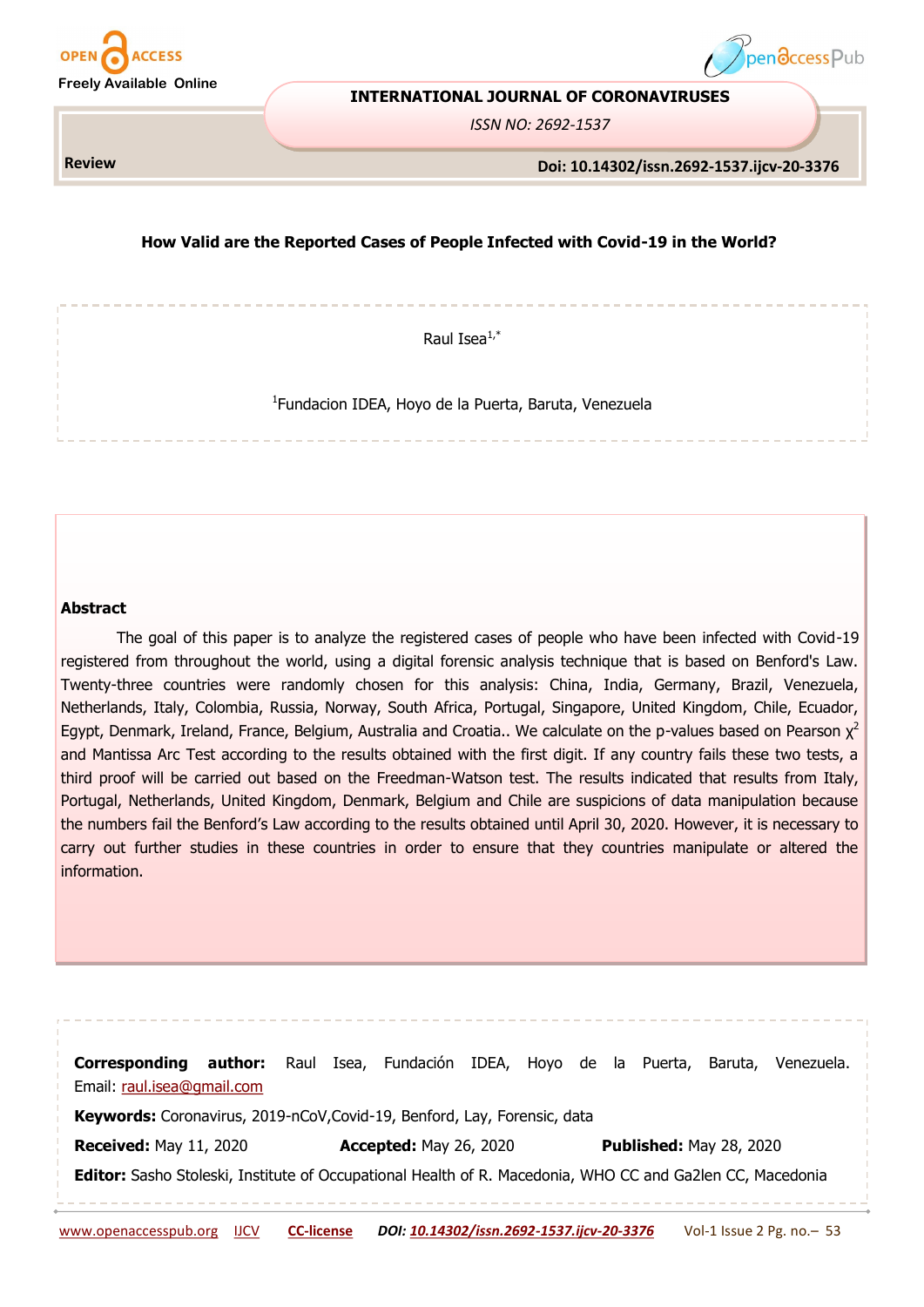Review

# How Valid are the Reported Cases of People Infected with Covid-19 in the World?

Raul Isea[1,*]

[1]Fundacion IDEA, Hoyo de la Puerta, Baruta, Venezuela

## Abstract

The goal of this paper is to analyze the registered cases of people who have been infected with Covid-19 registered from throughout the world, using a digital forensic analysis technique that is based on Benford's Law. Twenty-three countries were randomly chosen for this analysis: China, India, Germany, Brazil, Venezuela, Netherlands, Italy, Colombia, Russia, Norway, South Africa, Portugal, Singapore, United Kingdom, Chile, Ecuador, Egypt, Denmark, Ireland, France, Belgium, Australia and Croatia.. We calculate on the p-values based on Pearson $\chi^2$ and Mantissa Arc Test according to the results obtained with the first digit. If any country fails these two tests, a third proof will be carried out based on the Freedman-Watson test. The results indicated that results from Italy, Portugal, Netherlands, United Kingdom, Denmark, Belgium and Chile are suspicions of data manipulation because the numbers fail the Benford's Law according to the results obtained until April 30, 2020. However, it is necessary to carry out further studies in these countries in order to ensure that they countries manipulate or altered the information.

**Corresponding author:** Raul Isea, Fundación IDEA, Hoyo de la Puerta, Baruta, Venezuela. Email: raul.isea@gmail.com

**Keywords:** Coronavirus, 2019-nCoV,Covid-19, Benford, Lay, Forensic, data

**Received:** May 11, 2020 **Accepted:** May 26, 2020 **Published:** May 28, 2020

**Editor:** Sasho Stoleski, Institute of Occupational Health of R. Macedonia, WHO CC and Ga2len CC, Macedonia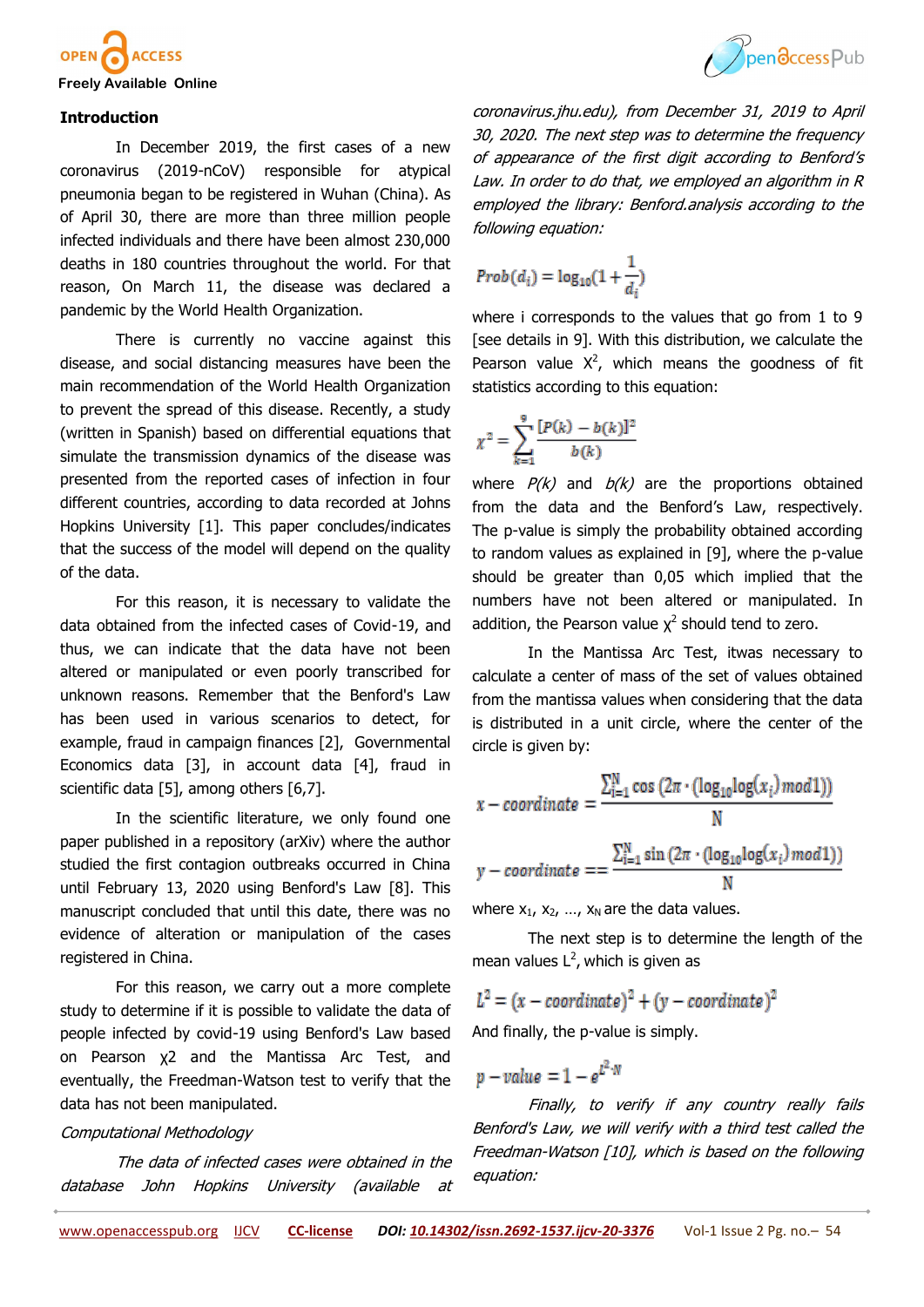## Introduction

In December 2019, the first cases of a new coronavirus (2019-nCoV) responsible for atypical pneumonia began to be registered in Wuhan (China). As of April 30, there are more than three million people infected individuals and there have been almost 230,000 deaths in 180 countries throughout the world. For that reason, On March 11, the disease was declared a pandemic by the World Health Organization.

There is currently no vaccine against this disease, and social distancing measures have been the main recommendation of the World Health Organization to prevent the spread of this disease. Recently, a study (written in Spanish) based on differential equations that simulate the transmission dynamics of the disease was presented from the reported cases of infection in four different countries, according to data recorded at Johns Hopkins University [1]. This paper concludes/indicates that the success of the model will depend on the quality of the data.

For this reason, it is necessary to validate the data obtained from the infected cases of Covid-19, and thus, we can indicate that the data have not been altered or manipulated or even poorly transcribed for unknown reasons. Remember that the Benford's Law has been used in various scenarios to detect, for example, fraud in campaign finances [2], Governmental Economics data [3], in account data [4], fraud in scientific data [5], among others [6,7].

In the scientific literature, we only found one paper published in a repository (arXiv) where the author studied the first contagion outbreaks occurred in China until February 13, 2020 using Benford's Law [8]. This manuscript concluded that until this date, there was no evidence of alteration or manipulation of the cases registered in China.

For this reason, we carry out a more complete study to determine if it is possible to validate the data of people infected by covid-19 using Benford's Law based on Pearson $\chi^2$ and the Mantissa Arc Test, and eventually, the Freedman-Watson test to verify that the data has not been manipulated.

*Computational Methodology*

*The data of infected cases were obtained in the database John Hopkins University (available at coronavirus.jhu.edu), from December 31, 2019 to April 30, 2020. The next step was to determine the frequency of appearance of the first digit according to Benford's Law. In order to do that, we employed an algorithm in R employed the library: Benford.analysis according to the following equation:*

$$Prob(d_i) = \log_{10}(1 + \frac{1}{d_i})$$

where i corresponds to the values that go from 1 to 9 [see details in 9]. With this distribution, we calculate the Pearson value $X^2$, which means the goodness of fit statistics according to this equation:

$$\chi^2 = \sum_{k=1}^{9} \frac{[P(k) - b(k)]^2}{b(k)}$$

where *P(k)* and *b(k)* are the proportions obtained from the data and the Benford's Law, respectively. The p-value is simply the probability obtained according to random values as explained in [9], where the p-value should be greater than 0,05 which implied that the numbers have not been altered or manipulated. In addition, the Pearson value $\chi^2$ should tend to zero.

In the Mantissa Arc Test, itwas necessary to calculate a center of mass of the set of values obtained from the mantissa values when considering that the data is distributed in a unit circle, where the center of the circle is given by:

$$x - coordinate = \frac{\sum_{i=1}^{N} \cos\left(2\pi \cdot (\log_{10}\log(x_i) mod 1)\right)}{N}$$

$$y - coordinate == \frac{\sum_{i=1}^{N} \sin\left(2\pi \cdot (\log_{10}\log(x_i) mod 1)\right)}{N}$$

where $x_1, x_2, \ldots, x_N$ are the data values.

The next step is to determine the length of the mean values $L^2$, which is given as

$$L^2 = (x - coordinate)^2 + (y - coordinate)^2$$

And finally, the p-value is simply.

$$p - value = 1 - e^{L^2 \cdot N}$$

*Finally, to verify if any country really fails Benford's Law, we will verify with a third test called the Freedman-Watson [10], which is based on the following equation:*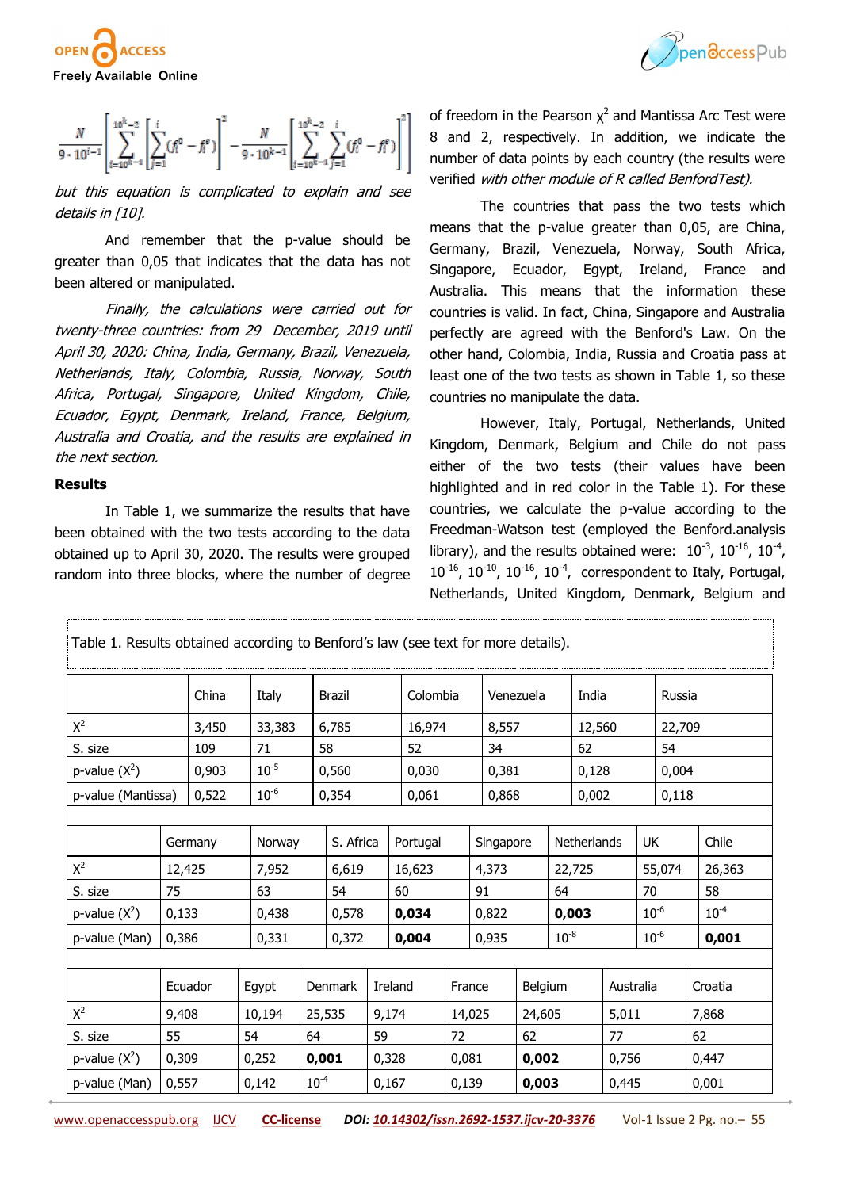$$\frac{N}{9\cdot 10^{i-1}}\left[\sum_{i=10^{k-1}}^{10^k-2}\left[\sum_{j=1}^{i}(f_i^o - f_i^e)\right]^2\right] - \frac{N}{9\cdot 10^{k-1}}\left[\sum_{i=10^{k-1}}^{10^k-2}\sum_{j=1}^{i}(f_i^o - f_i^e)\right]^2$$

*but this equation is complicated to explain and see details in [10].*

And remember that the p-value should be greater than 0,05 that indicates that the data has not been altered or manipulated.

*Finally, the calculations were carried out for twenty-three countries: from 29 December, 2019 until April 30, 2020: China, India, Germany, Brazil, Venezuela, Netherlands, Italy, Colombia, Russia, Norway, South Africa, Portugal, Singapore, United Kingdom, Chile, Ecuador, Egypt, Denmark, Ireland, France, Belgium, Australia and Croatia, and the results are explained in the next section.*

## Results

In Table 1, we summarize the results that have been obtained with the two tests according to the data obtained up to April 30, 2020. The results were grouped random into three blocks, where the number of degree of freedom in the Pearson $\chi^2$ and Mantissa Arc Test were 8 and 2, respectively. In addition, we indicate the number of data points by each country (the results were verified *with other module of R called BenfordTest).*

The countries that pass the two tests which means that the p-value greater than 0,05, are China, Germany, Brazil, Venezuela, Norway, South Africa, Singapore, Ecuador, Egypt, Ireland, France and Australia. This means that the information these countries is valid. In fact, China, Singapore and Australia perfectly are agreed with the Benford's Law. On the other hand, Colombia, India, Russia and Croatia pass at least one of the two tests as shown in Table 1, so these countries no manipulate the data.

However, Italy, Portugal, Netherlands, United Kingdom, Denmark, Belgium and Chile do not pass either of the two tests (their values have been highlighted and in red color in the Table 1). For these countries, we calculate the p-value according to the Freedman-Watson test (employed the Benford.analysis library), and the results obtained were: $10^{-3}$, $10^{-16}$, $10^{-4}$, $10^{-16}$, $10^{-10}$, $10^{-16}$, $10^{-4}$, correspondent to Italy, Portugal, Netherlands, United Kingdom, Denmark, Belgium and

Table 1. Results obtained according to Benford's law (see text for more details).

| | China | Italy | Brazil | Colombia | Venezuela | India | Russia | |
|---|---|---|---|---|---|---|---|---|
| $X^2$ | 3,450 | 33,383 | 6,785 | 16,974 | 8,557 | 12,560 | 22,709 | |
| S. size | 109 | 71 | 58 | 52 | 34 | 62 | 54 | |
| p-value ($X^2$) | 0,903 | $10^{-5}$ | 0,560 | 0,030 | 0,381 | 0,128 | 0,004 | |
| p-value (Mantissa) | 0,522 | $10^{-6}$ | 0,354 | 0,061 | 0,868 | 0,002 | 0,118 | |
| | | | | | | | | |
| | Germany | Norway | S. Africa | Portugal | Singapore | Netherlands | UK | Chile |
| $X^2$ | 12,425 | 7,952 | 6,619 | 16,623 | 4,373 | 22,725 | 55,074 | 26,363 |
| S. size | 75 | 63 | 54 | 60 | 91 | 64 | 70 | 58 |
| p-value ($X^2$) | 0,133 | 0,438 | 0,578 | **0,034** | 0,822 | **0,003** | $10^{-6}$ | $10^{-4}$ |
| p-value (Man) | 0,386 | 0,331 | 0,372 | **0,004** | 0,935 | $10^{-8}$ | $10^{-6}$ | **0,001** |
| | | | | | | | | |
| | Ecuador | Egypt | Denmark | Ireland | France | Belgium | Australia | Croatia |
| $X^2$ | 9,408 | 10,194 | 25,535 | 9,174 | 14,025 | 24,605 | 5,011 | 7,868 |
| S. size | 55 | 54 | 64 | 59 | 72 | 62 | 77 | 62 |
| p-value ($X^2$) | 0,309 | 0,252 | **0,001** | 0,328 | 0,081 | **0,002** | 0,756 | 0,447 |
| p-value (Man) | 0,557 | 0,142 | $10^{-4}$ | 0,167 | 0,139 | **0,003** | 0,445 | 0,001 |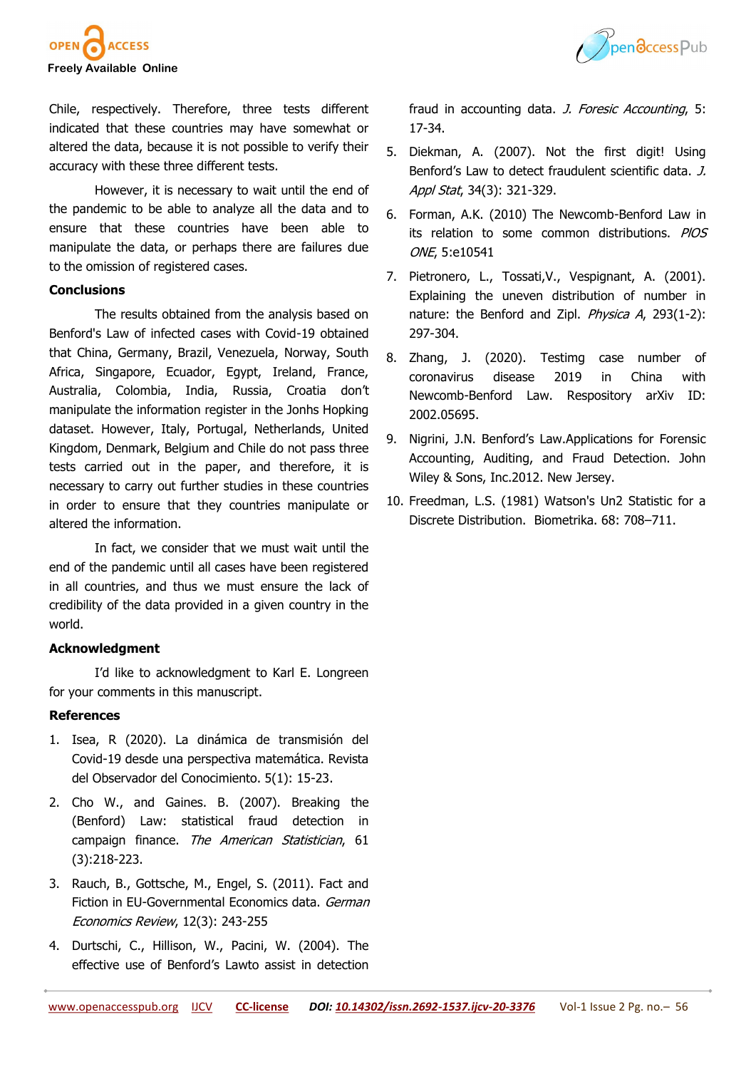Chile, respectively. Therefore, three tests different indicated that these countries may have somewhat or altered the data, because it is not possible to verify their accuracy with these three different tests.

However, it is necessary to wait until the end of the pandemic to be able to analyze all the data and to ensure that these countries have been able to manipulate the data, or perhaps there are failures due to the omission of registered cases.

## Conclusions

The results obtained from the analysis based on Benford's Law of infected cases with Covid-19 obtained that China, Germany, Brazil, Venezuela, Norway, South Africa, Singapore, Ecuador, Egypt, Ireland, France, Australia, Colombia, India, Russia, Croatia don't manipulate the information register in the Jonhs Hopking dataset. However, Italy, Portugal, Netherlands, United Kingdom, Denmark, Belgium and Chile do not pass three tests carried out in the paper, and therefore, it is necessary to carry out further studies in these countries in order to ensure that they countries manipulate or altered the information.

In fact, we consider that we must wait until the end of the pandemic until all cases have been registered in all countries, and thus we must ensure the lack of credibility of the data provided in a given country in the world.

## Acknowledgment

I'd like to acknowledgment to Karl E. Longreen for your comments in this manuscript.

## References

1. Isea, R (2020). La dinámica de transmisión del Covid-19 desde una perspectiva matemática. Revista del Observador del Conocimiento. 5(1): 15-23.
2. Cho W., and Gaines. B. (2007). Breaking the (Benford) Law: statistical fraud detection in campaign finance. *The American Statistician*, 61 (3):218-223.
3. Rauch, B., Gottsche, M., Engel, S. (2011). Fact and Fiction in EU-Governmental Economics data. *German Economics Review*, 12(3): 243-255
4. Durtschi, C., Hillison, W., Pacini, W. (2004). The effective use of Benford's Lawto assist in detection fraud in accounting data. *J. Foresic Accounting*, 5: 17-34.
5. Diekman, A. (2007). Not the first digit! Using Benford's Law to detect fraudulent scientific data. *J. Appl Stat*, 34(3): 321-329.
6. Forman, A.K. (2010) The Newcomb-Benford Law in its relation to some common distributions. *PlOS ONE*, 5:e10541
7. Pietronero, L., Tossati,V., Vespignant, A. (2001). Explaining the uneven distribution of number in nature: the Benford and Zipl. *Physica A*, 293(1-2): 297-304.
8. Zhang, J. (2020). Testimg case number of coronavirus disease 2019 in China with Newcomb-Benford Law. Respository arXiv ID: 2002.05695.
9. Nigrini, J.N. Benford's Law.Applications for Forensic Accounting, Auditing, and Fraud Detection. John Wiley & Sons, Inc.2012. New Jersey.
10. Freedman, L.S. (1981) Watson's Un2 Statistic for a Discrete Distribution. Biometrika. 68: 708–711.